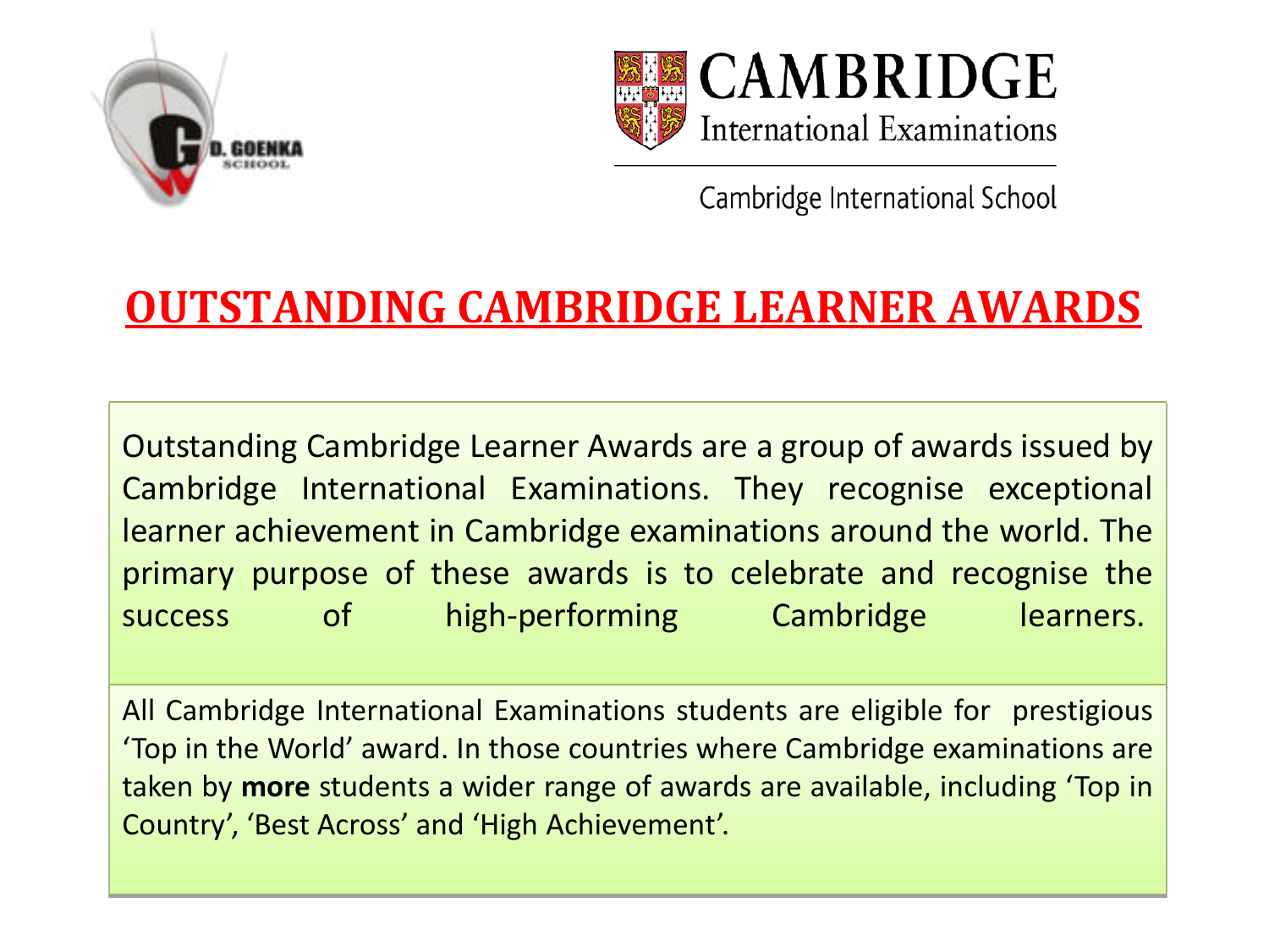G.D. GOENKA SCHOOL

CAMBRIDGE International Examinations

Cambridge International School

# OUTSTANDING CAMBRIDGE LEARNER AWARDS

Outstanding Cambridge Learner Awards are a group of awards issued by Cambridge International Examinations. They recognise exceptional learner achievement in Cambridge examinations around the world. The primary purpose of these awards is to celebrate and recognise the success of high-performing Cambridge learners.

All Cambridge International Examinations students are eligible for prestigious 'Top in the World' award. In those countries where Cambridge examinations are taken by **more** students a wider range of awards are available, including 'Top in Country', 'Best Across' and 'High Achievement'.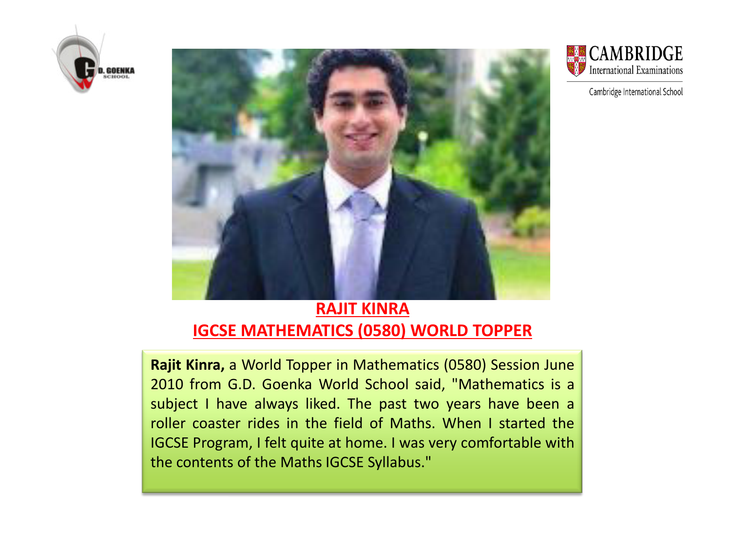G.D. GOENKA SCHOOL

CAMBRIDGE International Examinations

Cambridge International School

## RAJIT KINRA

## IGCSE MATHEMATICS (0580) WORLD TOPPER

**Rajit Kinra,** a World Topper in Mathematics (0580) Session June 2010 from G.D. Goenka World School said, "Mathematics is a subject I have always liked. The past two years have been a roller coaster rides in the field of Maths. When I started the IGCSE Program, I felt quite at home. I was very comfortable with the contents of the Maths IGCSE Syllabus."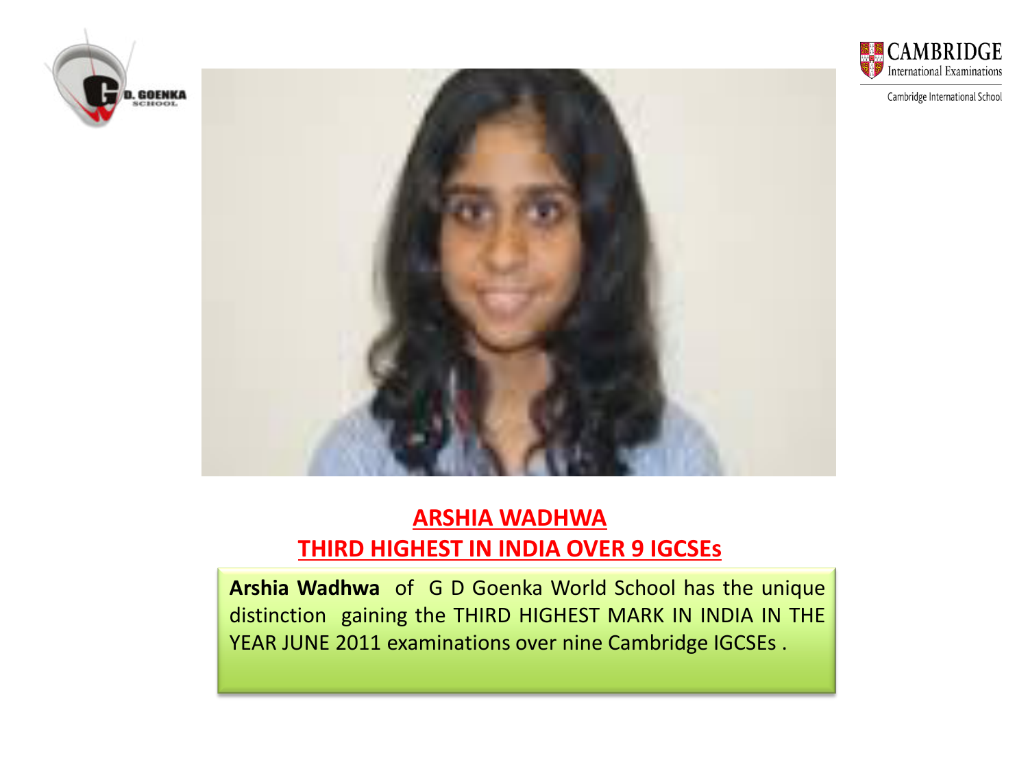## ARSHIA WADHWA

## THIRD HIGHEST IN INDIA OVER 9 IGCSEs

**Arshia Wadhwa** of G D Goenka World School has the unique distinction gaining the THIRD HIGHEST MARK IN INDIA IN THE YEAR JUNE 2011 examinations over nine Cambridge IGCSEs .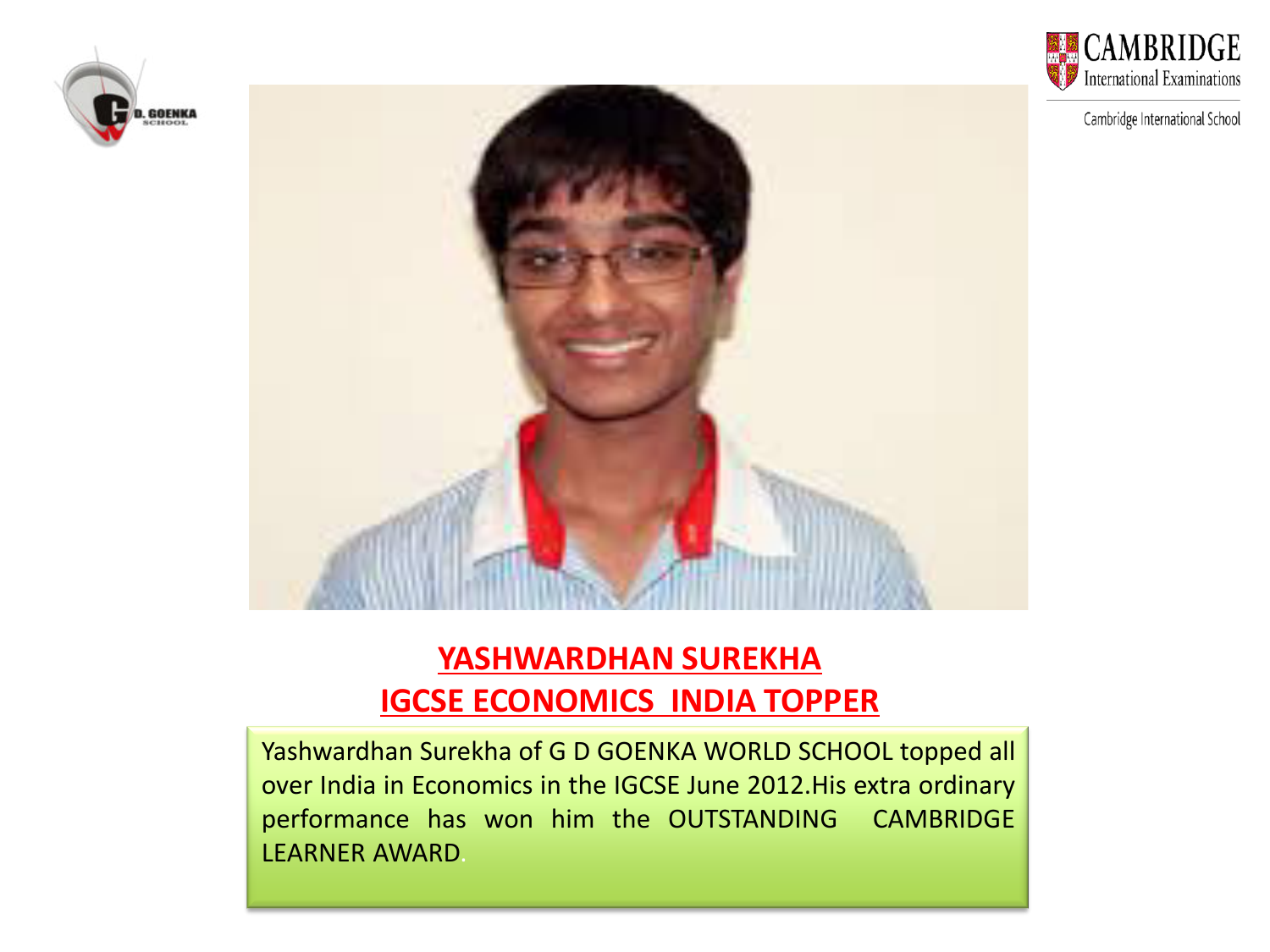## YASHWARDHAN SUREKHA
## IGCSE ECONOMICS INDIA TOPPER

Yashwardhan Surekha of G D GOENKA WORLD SCHOOL topped all over India in Economics in the IGCSE June 2012.His extra ordinary performance has won him the OUTSTANDING CAMBRIDGE LEARNER AWARD.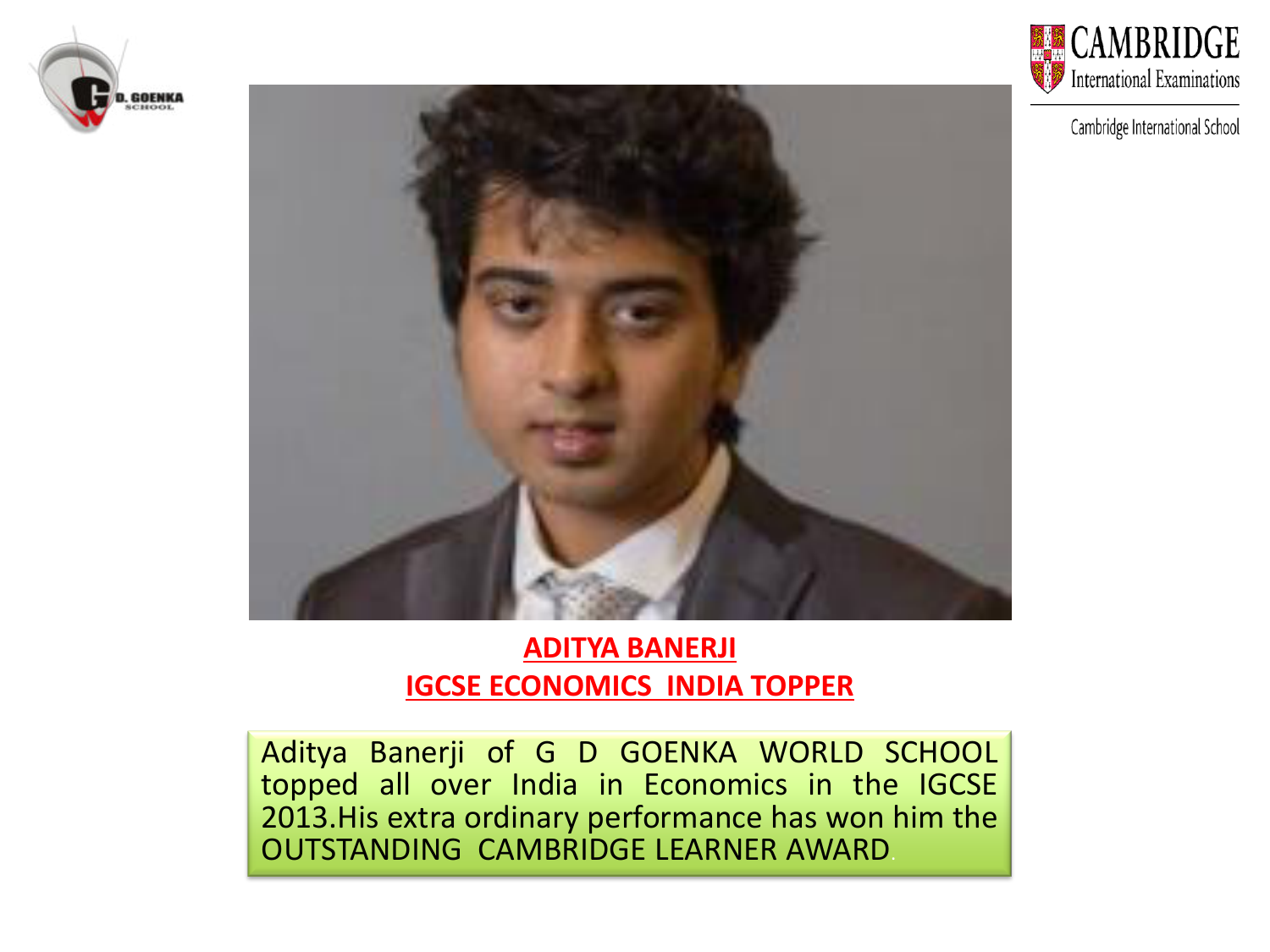G.D. GOENKA SCHOOL

CAMBRIDGE International Examinations

Cambridge International School

**ADITYA BANERJI**

**IGCSE ECONOMICS INDIA TOPPER**

Aditya Banerji of G D GOENKA WORLD SCHOOL topped all over India in Economics in the IGCSE 2013.His extra ordinary performance has won him the OUTSTANDING CAMBRIDGE LEARNER AWARD.